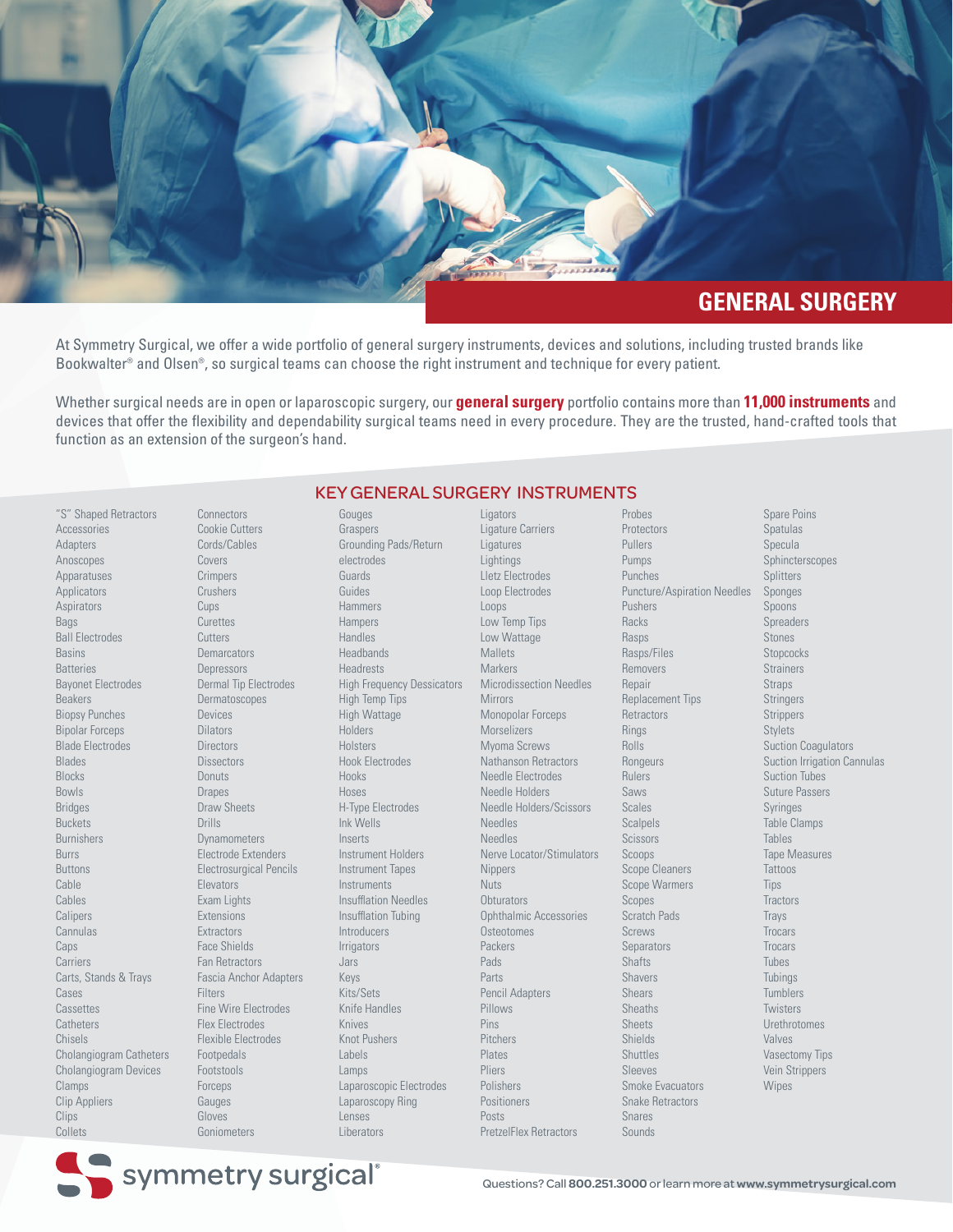# GENERAL SURGERY

At Symmetry Surgical, we offer a wide portfolio of general surgery instruments, devices and solutions, including trusted brands like Bookwalter® and Olsen®, so surgical teams can choose the right instrument and technique for every patient.

Whether surgical needs are in open or laparoscopic surgery, our **general surgery** portfolio contains more than **11,000 instruments** and devices that offer the flexibility and dependability surgical teams need in every procedure. They are the trusted, hand-crafted tools that function as an extension of the surgeon's hand.

## KEY GENERAL SURGERY INSTRUMENTS

"S" Shaped Retractors
Accessories
Adapters
Anoscopes
Apparatuses
Applicators
Aspirators
Bags
Ball Electrodes
Basins
Batteries
Bayonet Electrodes
Beakers
Biopsy Punches
Bipolar Forceps
Blade Electrodes
Blades
Blocks
Bowls
Bridges
Buckets
Burnishers
Burrs
Buttons
Cable
Cables
Calipers
Cannulas
Caps
Carriers
Carts, Stands & Trays
Cases
Cassettes
Catheters
Chisels
Cholangiogram Catheters
Cholangiogram Devices
Clamps
Clip Appliers
Clips
Collets
Connectors
Cookie Cutters
Cords/Cables
Covers
Crimpers
Crushers
Cups
Curettes
Cutters
Demarcators
Depressors
Dermal Tip Electrodes
Dermatoscopes
Devices
Dilators
Directors
Dissectors
Donuts
Drapes
Draw Sheets
Drills
Dynamometers
Electrode Extenders
Electrosurgical Pencils
Elevators
Exam Lights
Extensions
Extractors
Face Shields
Fan Retractors
Fascia Anchor Adapters
Filters
Fine Wire Electrodes
Flex Electrodes
Flexible Electrodes
Footpedals
Footstools
Forceps
Gauges
Gloves
Goniometers
Gouges
Graspers
Grounding Pads/Return electrodes
Guards
Guides
Hammers
Hampers
Handles
Headbands
Headrests
High Frequency Dessicators
High Temp Tips
High Wattage
Holders
Holsters
Hook Electrodes
Hooks
Hoses
H-Type Electrodes
Ink Wells
Inserts
Instrument Holders
Instrument Tapes
Instruments
Insufflation Needles
Insufflation Tubing
Introducers
Irrigators
Jars
Keys
Kits/Sets
Knife Handles
Knives
Knot Pushers
Labels
Lamps
Laparoscopic Electrodes
Laparoscopy Ring
Lenses
Liberators
Ligators
Ligature Carriers
Ligatures
Lightings
Lletz Electrodes
Loop Electrodes
Loops
Low Temp Tips
Low Wattage
Mallets
Markers
Microdissection Needles
Mirrors
Monopolar Forceps
Morselizers
Myoma Screws
Nathanson Retractors
Needle Electrodes
Needle Holders
Needle Holders/Scissors
Needles
Needles
Nerve Locator/Stimulators
Nippers
Nuts
Obturators
Ophthalmic Accessories
Osteotomes
Packers
Pads
Parts
Pencil Adapters
Pillows
Pins
Pitchers
Plates
Pliers
Polishers
Positioners
Posts
PretzelFlex Retractors
Probes
Protectors
Pullers
Pumps
Punches
Puncture/Aspiration Needles
Pushers
Racks
Rasps
Rasps/Files
Removers
Repair
Replacement Tips
Retractors
Rings
Rolls
Rongeurs
Rulers
Saws
Scales
Scalpels
Scissors
Scoops
Scope Cleaners
Scope Warmers
Scopes
Scratch Pads
Screws
Separators
Shafts
Shavers
Shears
Sheaths
Sheets
Shields
Shuttles
Sleeves
Smoke Evacuators
Snake Retractors
Snares
Sounds
Spare Poins
Spatulas
Specula
Sphincterscopes
Splitters
Sponges
Spoons
Spreaders
Stones
Stopcocks
Strainers
Straps
Stringers
Strippers
Stylets
Suction Coagulators
Suction Irrigation Cannulas
Suction Tubes
Suture Passers
Syringes
Table Clamps
Tables
Tape Measures
Tattoos
Tips
Tractors
Trays
Trocars
Trocars
Tubes
Tubings
Tumblers
Twisters
Urethrotomes
Valves
Vasectomy Tips
Vein Strippers
Wipes

symmetry surgical®

Questions? Call **800.251.3000** or learn more at **www.symmetrysurgical.com**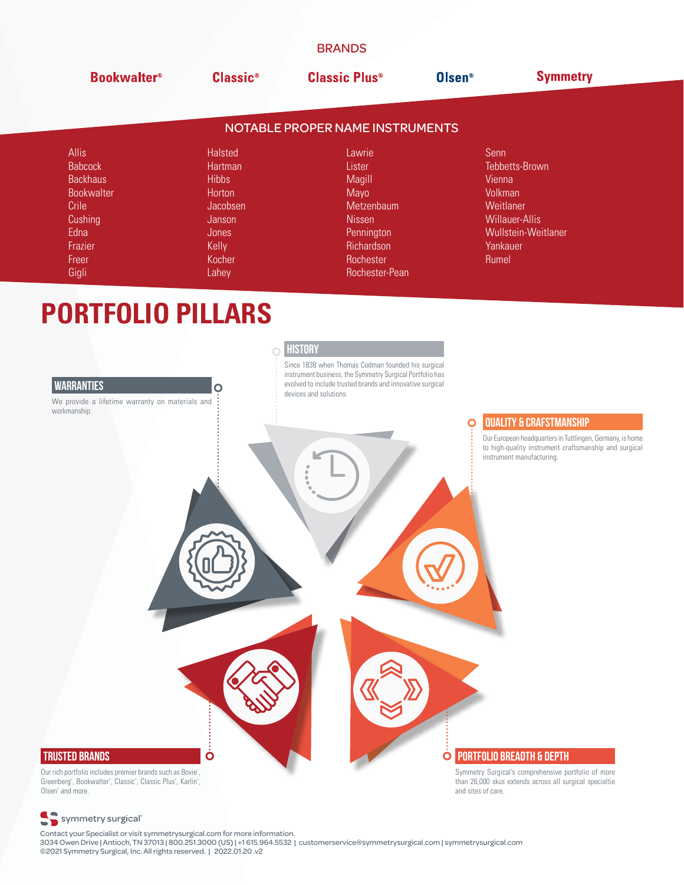## BRANDS

**Bookwalter®** **Classic®** **Classic Plus®** **Olsen®** **Symmetry**

## NOTABLE PROPER NAME INSTRUMENTS

- Allis
- Babcock
- Backhaus
- Bookwalter
- Crile
- Cushing
- Edna
- Frazier
- Freer
- Gigli
- Halsted
- Hartman
- Hibbs
- Horton
- Jacobsen
- Janson
- Jones
- Kelly
- Kocher
- Lahey
- Lawrie
- Lister
- Magill
- Mayo
- Metzenbaum
- Nissen
- Pennington
- Richardson
- Rochester
- Rochester-Pean
- Senn
- Tebbetts-Brown
- Vienna
- Volkman
- Weitlaner
- Willauer-Allis
- Wullstein-Weitlaner
- Yankauer
- Rumel

# PORTFOLIO PILLARS

### HISTORY

Since 1838 when Thomas Codman founded his surgical instrument business, the Symmetry Surgical Portfolio has evolved to include trusted brands and innovative surgical devices and solutions.

### WARRANTIES

We provide a lifetime warranty on materials and workmanship.

### QUALITY & CRAFTSMANSHIP

Our European headquarters in Tuttlingen, Germany, is home to high-quality instrument craftsmanship and surgical instrument manufacturing.

### TRUSTED BRANDS

Our rich portfolio includes premier brands such as Bovie®, Greenberg®, Bookwalter®, Classic®, Classic Plus®, Karlin®, Olsen® and more.

### PORTFOLIO BREADTH & DEPTH

Symmetry Surgical's comprehensive portfolio of more than 26,000 skus extends across all surgical specialtie and sites of care.

symmetry surgical®

Contact your Specialist or visit symmetrysurgical.com for more information.
3034 Owen Drive | Antioch, TN 37013 | 800.251.3000 (US) | +1 615.964.5532 | customerservice@symmetrysurgical.com | symmetrysurgical.com
©2021 Symmetry Surgical, Inc. All rights reserved. | 2022.01.20 .v2